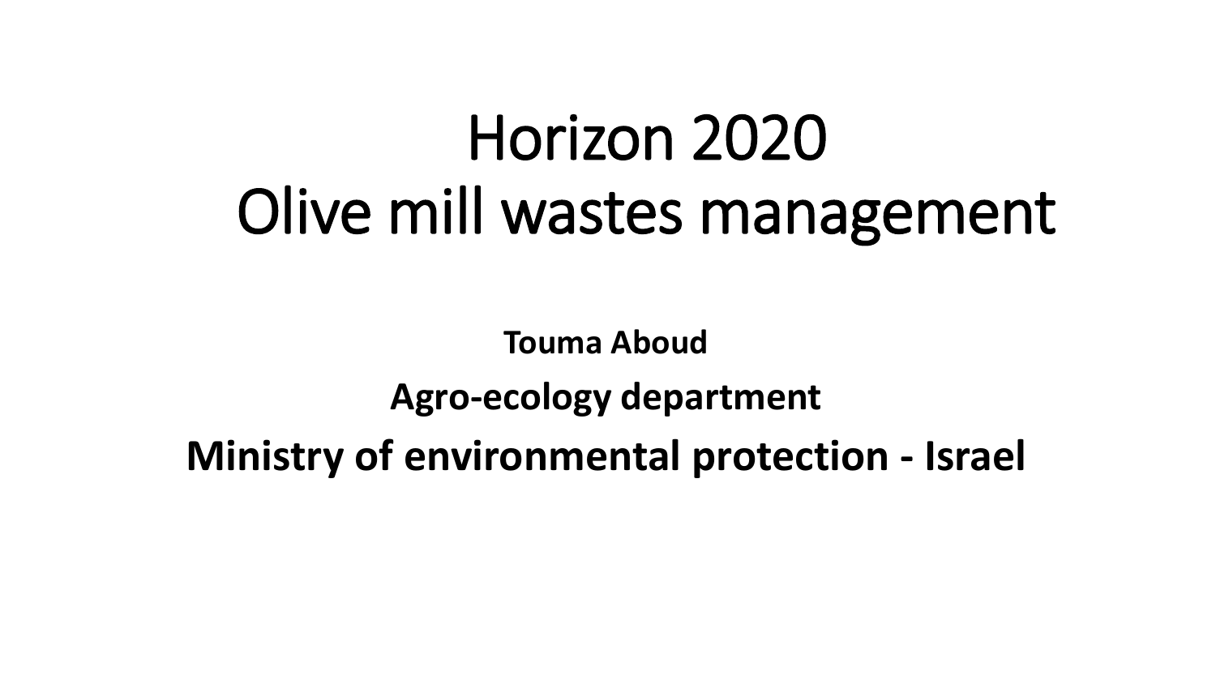# Horizon 2020
# Olive mill wastes management

**Touma Aboud**

**Agro-ecology department**

**Ministry of environmental protection - Israel**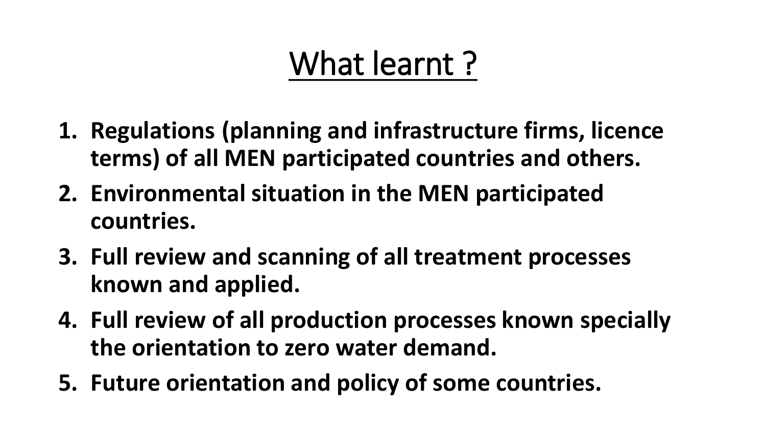# What learnt ?

1. **Regulations (planning and infrastructure firms, licence terms) of all MEN participated countries and others.**
2. **Environmental situation in the MEN participated countries.**
3. **Full review and scanning of all treatment processes known and applied.**
4. **Full review of all production processes known specially the orientation to zero water demand.**
5. **Future orientation and policy of some countries.**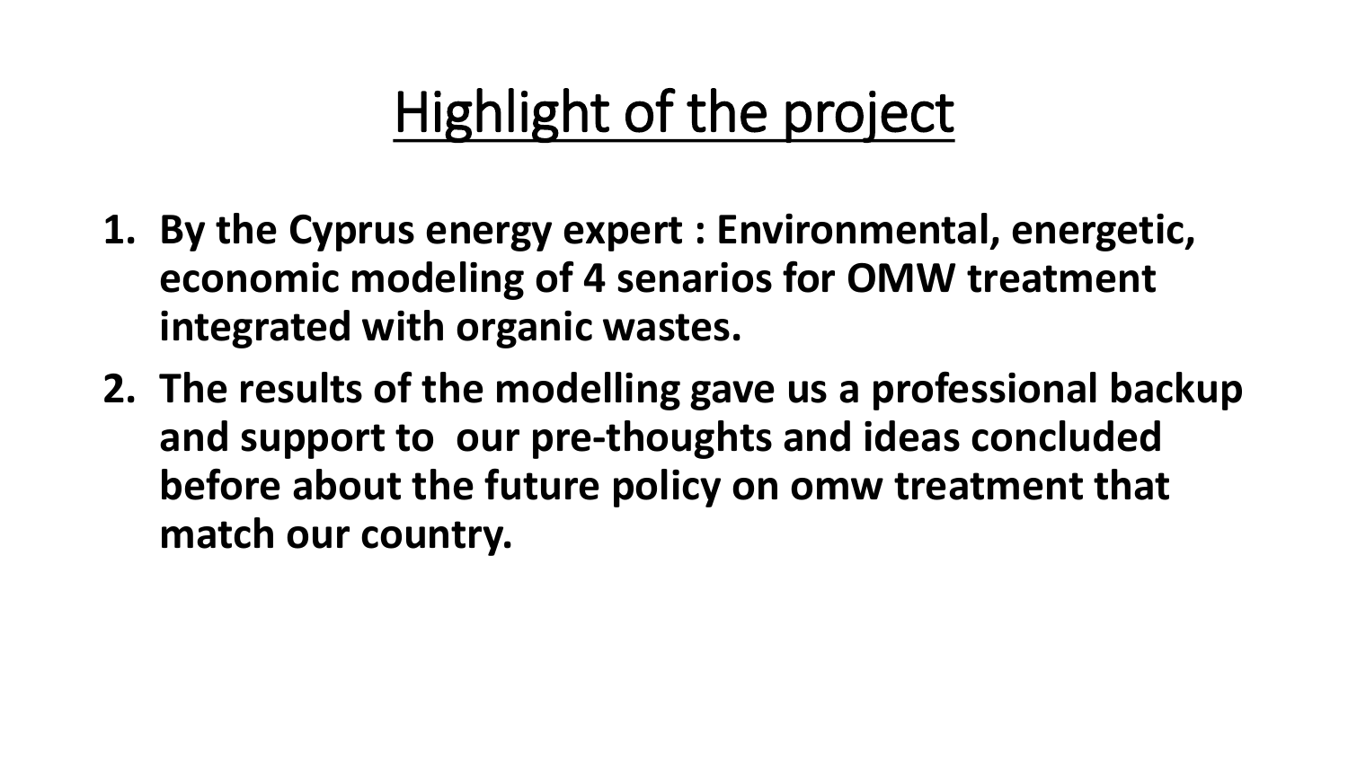# Highlight of the project

1. **By the Cyprus energy expert : Environmental, energetic, economic modeling of 4 senarios for OMW treatment integrated with organic wastes.**
2. **The results of the modelling gave us a professional backup and support to our pre-thoughts and ideas concluded before about the future policy on omw treatment that match our country.**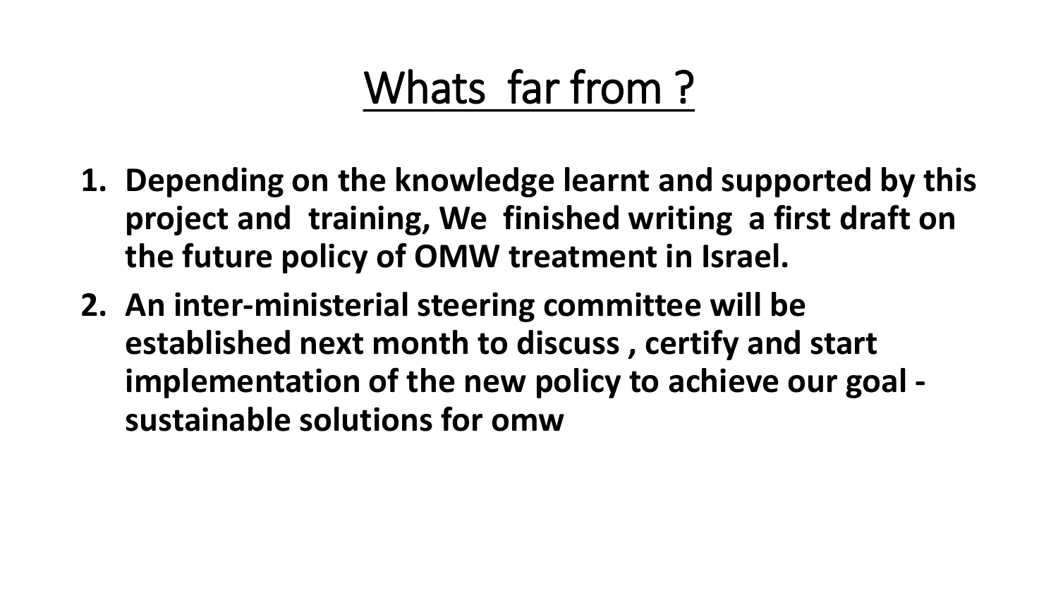# Whats far from ?

1. **Depending on the knowledge learnt and supported by this project and training, We finished writing a first draft on the future policy of OMW treatment in Israel.**
2. **An inter-ministerial steering committee will be established next month to discuss , certify and start implementation of the new policy to achieve our goal - sustainable solutions for omw**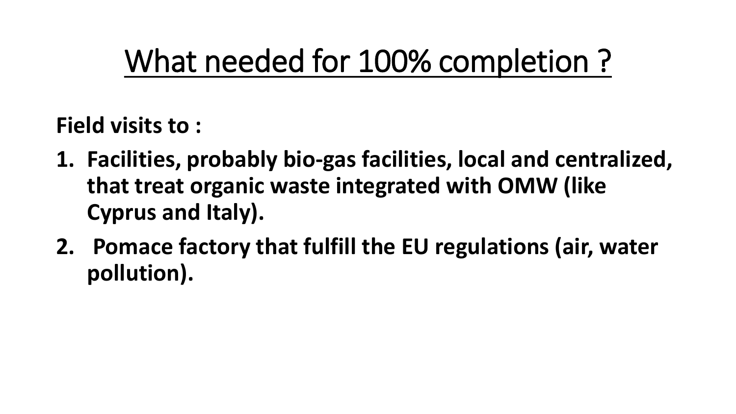# What needed for 100% completion ?

**Field visits to :**

1. **Facilities, probably bio-gas facilities, local and centralized, that treat organic waste integrated with OMW (like Cyprus and Italy).**
2. **Pomace factory that fulfill the EU regulations (air, water pollution).**